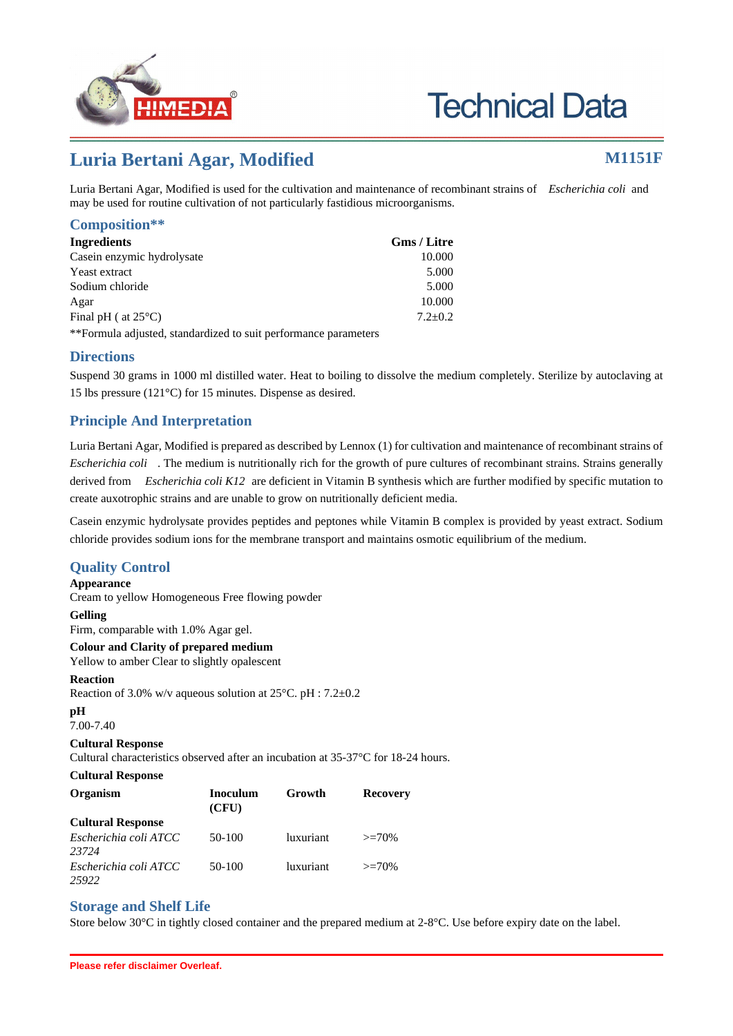# Technical Data

## Luria Bertani Agar, Modified

**M1151F**

Luria Bertani Agar, Modified is used for the cultivation and maintenance of recombinant strains of *Escherichia coli* and may be used for routine cultivation of not particularly fastidious microorganisms.

### Composition**

| Ingredients | Gms / Litre |
|---|---|
| Casein enzymic hydrolysate | 10.000 |
| Yeast extract | 5.000 |
| Sodium chloride | 5.000 |
| Agar | 10.000 |
| Final pH ( at 25°C) | 7.2±0.2 |

**Formula adjusted, standardized to suit performance parameters

### Directions

Suspend 30 grams in 1000 ml distilled water. Heat to boiling to dissolve the medium completely. Sterilize by autoclaving at 15 lbs pressure (121°C) for 15 minutes. Dispense as desired.

### Principle And Interpretation

Luria Bertani Agar, Modified is prepared as described by Lennox (1) for cultivation and maintenance of recombinant strains of *Escherichia coli* . The medium is nutritionally rich for the growth of pure cultures of recombinant strains. Strains generally derived from *Escherichia coli K12* are deficient in Vitamin B synthesis which are further modified by specific mutation to create auxotrophic strains and are unable to grow on nutritionally deficient media.

Casein enzymic hydrolysate provides peptides and peptones while Vitamin B complex is provided by yeast extract. Sodium chloride provides sodium ions for the membrane transport and maintains osmotic equilibrium of the medium.

### Quality Control

**Appearance**
Cream to yellow Homogeneous Free flowing powder

**Gelling**
Firm, comparable with 1.0% Agar gel.

**Colour and Clarity of prepared medium**
Yellow to amber Clear to slightly opalescent

**Reaction**
Reaction of 3.0% w/v aqueous solution at 25°C. pH : 7.2±0.2

**pH**
7.00-7.40

**Cultural Response**
Cultural characteristics observed after an incubation at 35-37°C for 18-24 hours.

**Cultural Response**

| Organism | Inoculum (CFU) | Growth | Recovery |
|---|---|---|---|
| **Cultural Response** | | | |
| *Escherichia coli ATCC 23724* | 50-100 | luxuriant | >=70% |
| *Escherichia coli ATCC 25922* | 50-100 | luxuriant | >=70% |

### Storage and Shelf Life

Store below 30°C in tightly closed container and the prepared medium at 2-8°C. Use before expiry date on the label.

**Please refer disclaimer Overleaf.**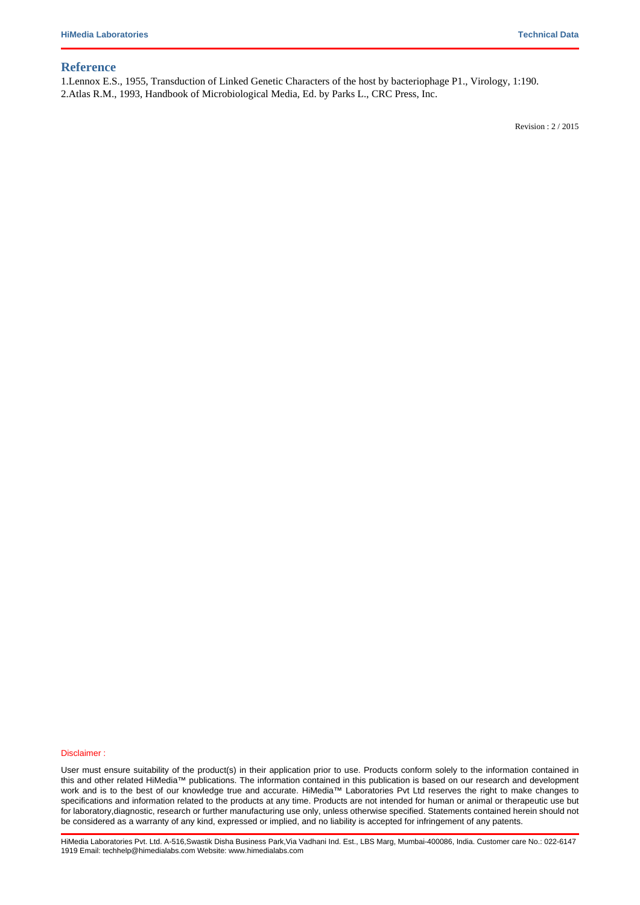## Reference

1.Lennox E.S., 1955, Transduction of Linked Genetic Characters of the host by bacteriophage P1., Virology, 1:190.
2.Atlas R.M., 1993, Handbook of Microbiological Media, Ed. by Parks L., CRC Press, Inc.

Revision : 2 / 2015

Disclaimer :

User must ensure suitability of the product(s) in their application prior to use. Products conform solely to the information contained in this and other related HiMedia™ publications. The information contained in this publication is based on our research and development work and is to the best of our knowledge true and accurate. HiMedia™ Laboratories Pvt Ltd reserves the right to make changes to specifications and information related to the products at any time. Products are not intended for human or animal or therapeutic use but for laboratory,diagnostic, research or further manufacturing use only, unless otherwise specified. Statements contained herein should not be considered as a warranty of any kind, expressed or implied, and no liability is accepted for infringement of any patents.

HiMedia Laboratories Pvt. Ltd. A-516,Swastik Disha Business Park,Via Vadhani Ind. Est., LBS Marg, Mumbai-400086, India. Customer care No.: 022-6147 1919 Email: techhelp@himedialabs.com Website: www.himedialabs.com